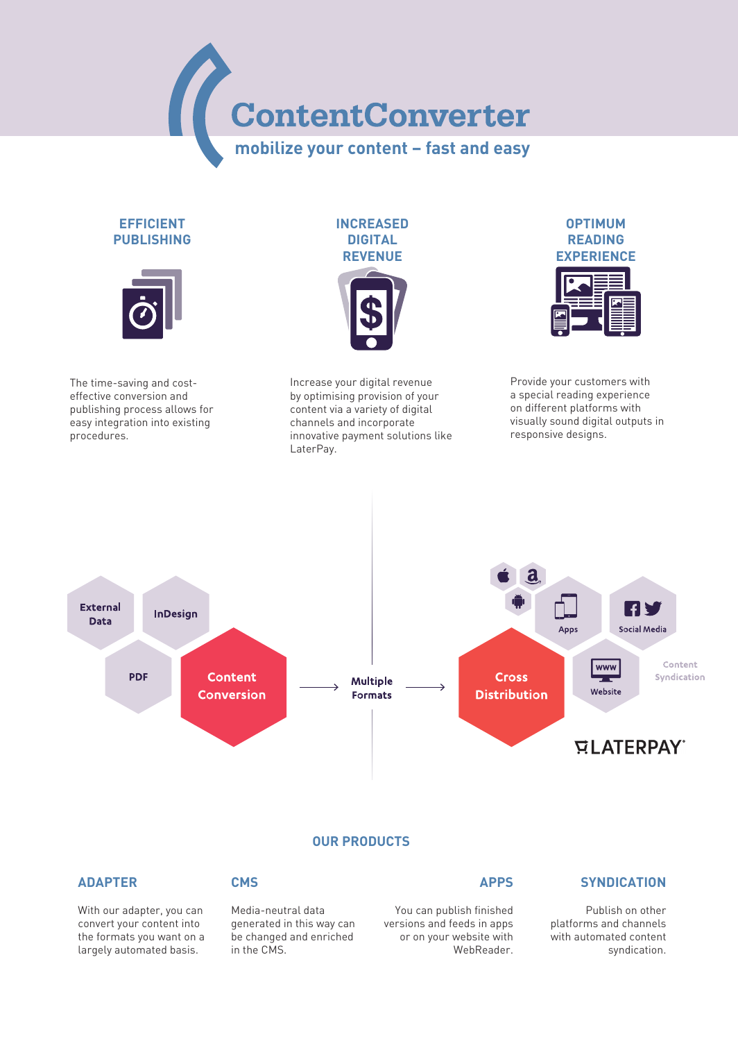# ContentConverter

## mobilize your content – fast and easy

### EFFICIENT PUBLISHING

The time-saving and cost-effective conversion and publishing process allows for easy integration into existing procedures.

### INCREASED DIGITAL REVENUE

Increase your digital revenue by optimising provision of your content via a variety of digital channels and incorporate innovative payment solutions like LaterPay.

### OPTIMUM READING EXPERIENCE

Provide your customers with a special reading experience on different platforms with visually sound digital outputs in responsive designs.

External Data | InDesign | PDF → **Content Conversion** → **Multiple Formats** → **Cross Distribution** → Apps | Social Media | Website | Content Syndication

LATERPAY

## OUR PRODUCTS

### ADAPTER

With our adapter, you can convert your content into the formats you want on a largely automated basis.

### CMS

Media-neutral data generated in this way can be changed and enriched in the CMS.

### APPS

You can publish finished versions and feeds in apps or on your website with WebReader.

### SYNDICATION

Publish on other platforms and channels with automated content syndication.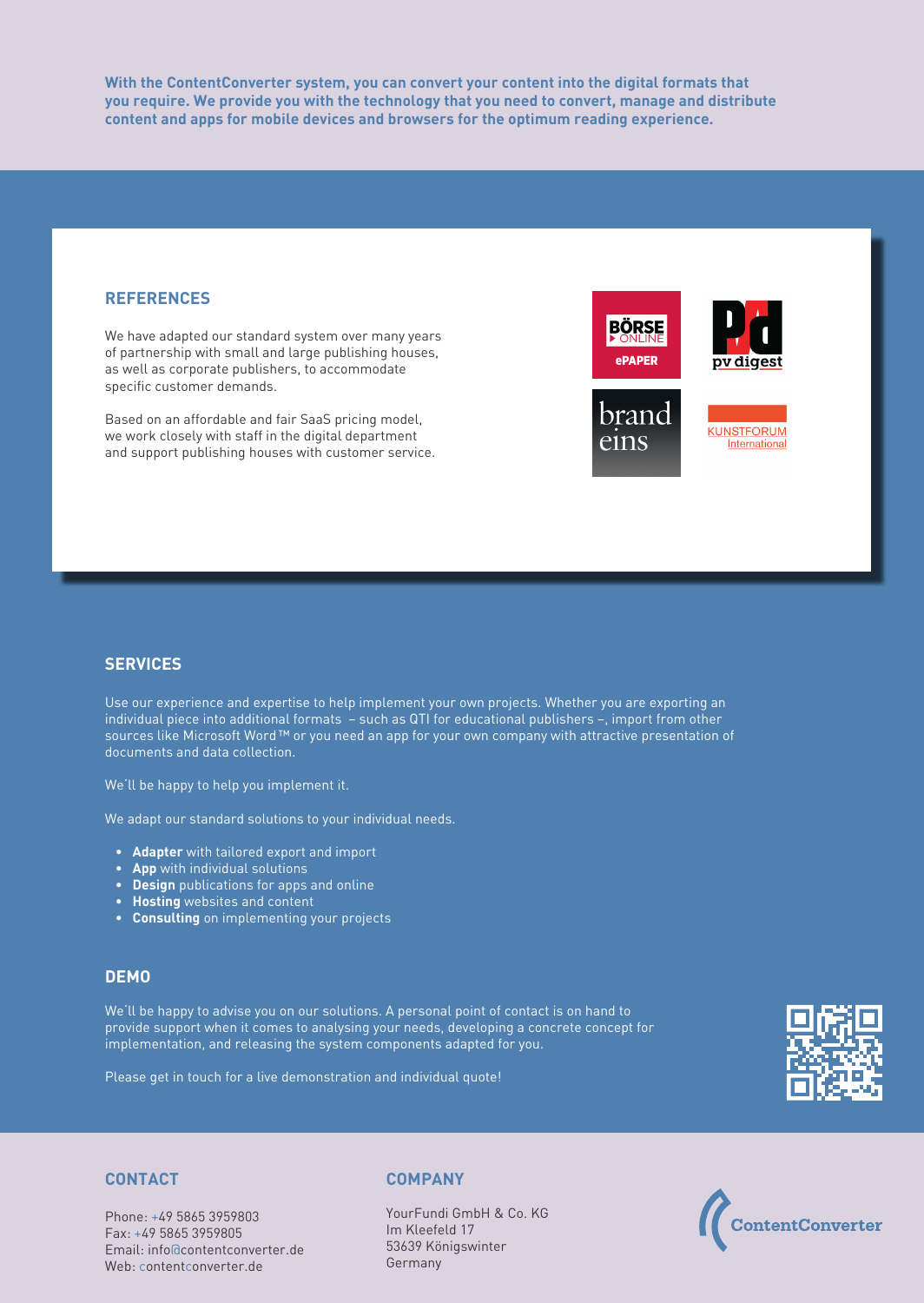**With the ContentConverter system, you can convert your content into the digital formats that you require. We provide you with the technology that you need to convert, manage and distribute content and apps for mobile devices and browsers for the optimum reading experience.**

## REFERENCES

We have adapted our standard system over many years of partnership with small and large publishing houses, as well as corporate publishers, to accommodate specific customer demands.

Based on an affordable and fair SaaS pricing model, we work closely with staff in the digital department and support publishing houses with customer service.

## SERVICES

Use our experience and expertise to help implement your own projects. Whether you are exporting an individual piece into additional formats – such as QTI for educational publishers –, import from other sources like Microsoft Word™ or you need an app for your own company with attractive presentation of documents and data collection.

We´ll be happy to help you implement it.

We adapt our standard solutions to your individual needs.

- **Adapter** with tailored export and import
- **App** with individual solutions
- **Design** publications for apps and online
- **Hosting** websites and content
- **Consulting** on implementing your projects

## DEMO

We´ll be happy to advise you on our solutions. A personal point of contact is on hand to provide support when it comes to analysing your needs, developing a concrete concept for implementation, and releasing the system components adapted for you.

Please get in touch for a live demonstration and individual quote!

## CONTACT

Phone: +49 5865 3959803
Fax: +49 5865 3959805
Email: info@contentconverter.de
Web: contentconverter.de

## COMPANY

YourFundi GmbH & Co. KG
Im Kleefeld 17
53639 Königswinter
Germany